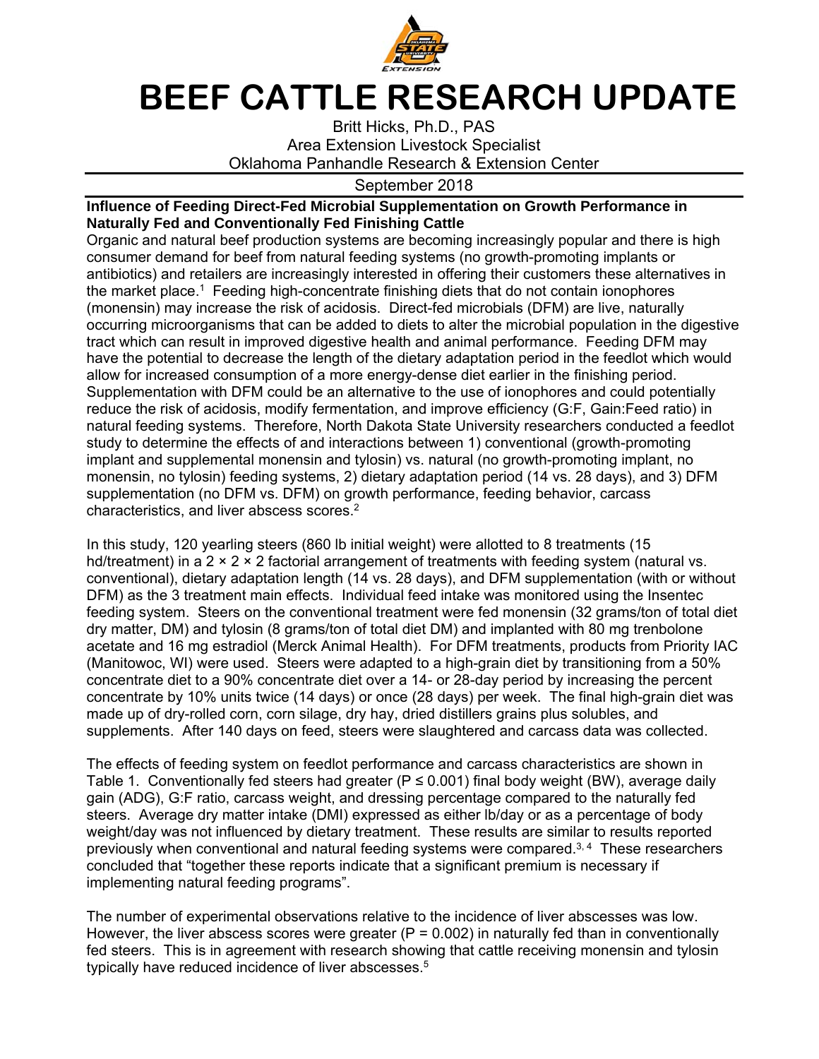# BEEF CATTLE RESEARCH UPDATE

Britt Hicks, Ph.D., PAS
Area Extension Livestock Specialist
Oklahoma Panhandle Research & Extension Center

September 2018

**Influence of Feeding Direct-Fed Microbial Supplementation on Growth Performance in Naturally Fed and Conventionally Fed Finishing Cattle**

Organic and natural beef production systems are becoming increasingly popular and there is high consumer demand for beef from natural feeding systems (no growth-promoting implants or antibiotics) and retailers are increasingly interested in offering their customers these alternatives in the market place.[1] Feeding high-concentrate finishing diets that do not contain ionophores (monensin) may increase the risk of acidosis. Direct-fed microbials (DFM) are live, naturally occurring microorganisms that can be added to diets to alter the microbial population in the digestive tract which can result in improved digestive health and animal performance. Feeding DFM may have the potential to decrease the length of the dietary adaptation period in the feedlot which would allow for increased consumption of a more energy-dense diet earlier in the finishing period. Supplementation with DFM could be an alternative to the use of ionophores and could potentially reduce the risk of acidosis, modify fermentation, and improve efficiency (G:F, Gain:Feed ratio) in natural feeding systems. Therefore, North Dakota State University researchers conducted a feedlot study to determine the effects of and interactions between 1) conventional (growth-promoting implant and supplemental monensin and tylosin) vs. natural (no growth-promoting implant, no monensin, no tylosin) feeding systems, 2) dietary adaptation period (14 vs. 28 days), and 3) DFM supplementation (no DFM vs. DFM) on growth performance, feeding behavior, carcass characteristics, and liver abscess scores.[2]

In this study, 120 yearling steers (860 lb initial weight) were allotted to 8 treatments (15 hd/treatment) in a 2 × 2 × 2 factorial arrangement of treatments with feeding system (natural vs. conventional), dietary adaptation length (14 vs. 28 days), and DFM supplementation (with or without DFM) as the 3 treatment main effects. Individual feed intake was monitored using the Insentec feeding system. Steers on the conventional treatment were fed monensin (32 grams/ton of total diet dry matter, DM) and tylosin (8 grams/ton of total diet DM) and implanted with 80 mg trenbolone acetate and 16 mg estradiol (Merck Animal Health). For DFM treatments, products from Priority IAC (Manitowoc, WI) were used. Steers were adapted to a high-grain diet by transitioning from a 50% concentrate diet to a 90% concentrate diet over a 14- or 28-day period by increasing the percent concentrate by 10% units twice (14 days) or once (28 days) per week. The final high-grain diet was made up of dry-rolled corn, corn silage, dry hay, dried distillers grains plus solubles, and supplements. After 140 days on feed, steers were slaughtered and carcass data was collected.

The effects of feeding system on feedlot performance and carcass characteristics are shown in Table 1. Conventionally fed steers had greater ($P \leq 0.001$) final body weight (BW), average daily gain (ADG), G:F ratio, carcass weight, and dressing percentage compared to the naturally fed steers. Average dry matter intake (DMI) expressed as either lb/day or as a percentage of body weight/day was not influenced by dietary treatment. These results are similar to results reported previously when conventional and natural feeding systems were compared.[3,4] These researchers concluded that "together these reports indicate that a significant premium is necessary if implementing natural feeding programs".

The number of experimental observations relative to the incidence of liver abscesses was low. However, the liver abscess scores were greater ($P = 0.002$) in naturally fed than in conventionally fed steers. This is in agreement with research showing that cattle receiving monensin and tylosin typically have reduced incidence of liver abscesses.[5]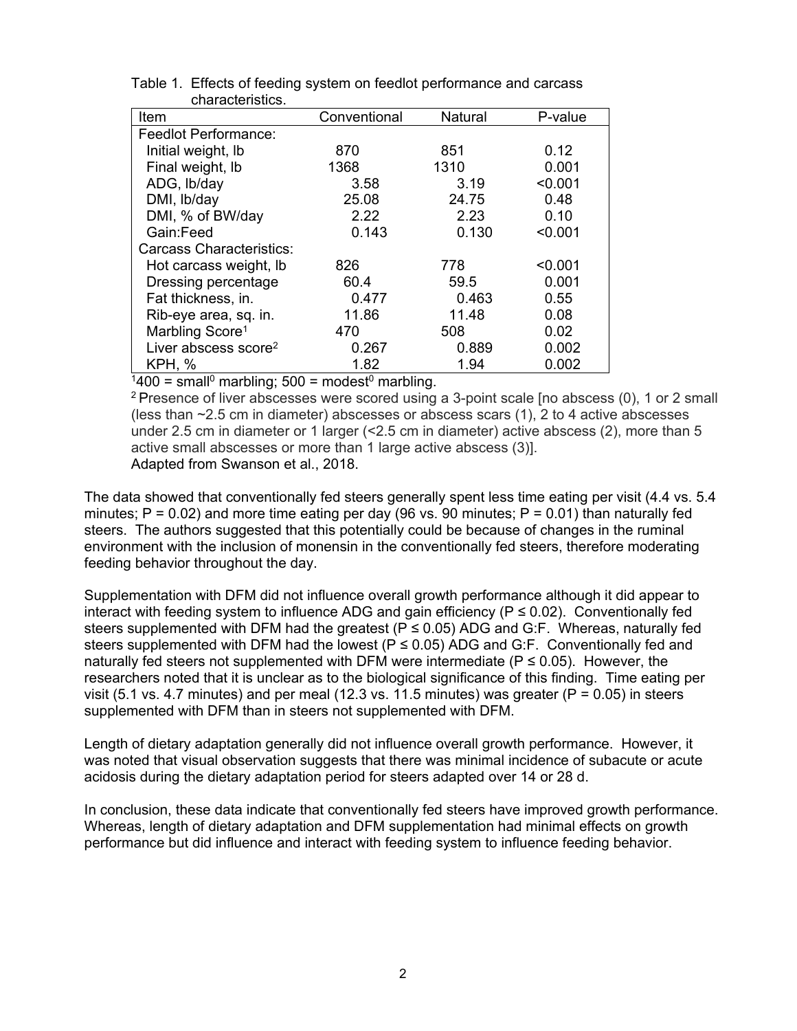Table 1. Effects of feeding system on feedlot performance and carcass characteristics.

| Item | Conventional | Natural | P-value |
|---|---|---|---|
| Feedlot Performance: | | | |
| Initial weight, lb | 870 | 851 | 0.12 |
| Final weight, lb | 1368 | 1310 | 0.001 |
| ADG, lb/day | 3.58 | 3.19 | <0.001 |
| DMI, lb/day | 25.08 | 24.75 | 0.48 |
| DMI, % of BW/day | 2.22 | 2.23 | 0.10 |
| Gain:Feed | 0.143 | 0.130 | <0.001 |
| Carcass Characteristics: | | | |
| Hot carcass weight, lb | 826 | 778 | <0.001 |
| Dressing percentage | 60.4 | 59.5 | 0.001 |
| Fat thickness, in. | 0.477 | 0.463 | 0.55 |
| Rib-eye area, sq. in. | 11.86 | 11.48 | 0.08 |
| Marbling Score[1] | 470 | 508 | 0.02 |
| Liver abscess score[2] | 0.267 | 0.889 | 0.002 |
| KPH, % | 1.82 | 1.94 | 0.002 |

[1]400 = small$^0$ marbling; 500 = modest$^0$ marbling.

[2] Presence of liver abscesses were scored using a 3-point scale [no abscess (0), 1 or 2 small (less than ~2.5 cm in diameter) abscesses or abscess scars (1), 2 to 4 active abscesses under 2.5 cm in diameter or 1 larger (<2.5 cm in diameter) active abscess (2), more than 5 active small abscesses or more than 1 large active abscess (3)].

Adapted from Swanson et al., 2018.

The data showed that conventionally fed steers generally spent less time eating per visit (4.4 vs. 5.4 minutes; $P = 0.02$) and more time eating per day (96 vs. 90 minutes; $P = 0.01$) than naturally fed steers. The authors suggested that this potentially could be because of changes in the ruminal environment with the inclusion of monensin in the conventionally fed steers, therefore moderating feeding behavior throughout the day.

Supplementation with DFM did not influence overall growth performance although it did appear to interact with feeding system to influence ADG and gain efficiency ($P \leq 0.02$). Conventionally fed steers supplemented with DFM had the greatest ($P \leq 0.05$) ADG and G:F. Whereas, naturally fed steers supplemented with DFM had the lowest ($P \leq 0.05$) ADG and G:F. Conventionally fed and naturally fed steers not supplemented with DFM were intermediate ($P \leq 0.05$). However, the researchers noted that it is unclear as to the biological significance of this finding. Time eating per visit (5.1 vs. 4.7 minutes) and per meal (12.3 vs. 11.5 minutes) was greater ($P = 0.05$) in steers supplemented with DFM than in steers not supplemented with DFM.

Length of dietary adaptation generally did not influence overall growth performance. However, it was noted that visual observation suggests that there was minimal incidence of subacute or acute acidosis during the dietary adaptation period for steers adapted over 14 or 28 d.

In conclusion, these data indicate that conventionally fed steers have improved growth performance. Whereas, length of dietary adaptation and DFM supplementation had minimal effects on growth performance but did influence and interact with feeding system to influence feeding behavior.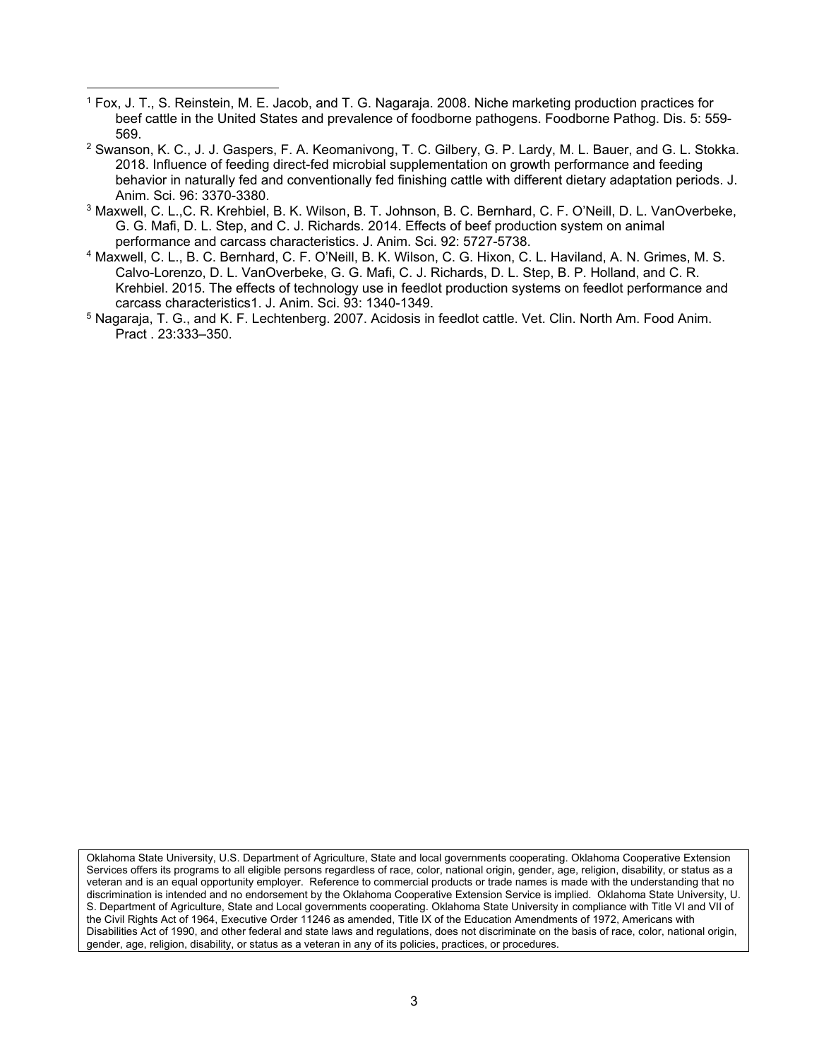[1] Fox, J. T., S. Reinstein, M. E. Jacob, and T. G. Nagaraja. 2008. Niche marketing production practices for beef cattle in the United States and prevalence of foodborne pathogens. Foodborne Pathog. Dis. 5: 559-569.

[2] Swanson, K. C., J. J. Gaspers, F. A. Keomanivong, T. C. Gilbery, G. P. Lardy, M. L. Bauer, and G. L. Stokka. 2018. Influence of feeding direct-fed microbial supplementation on growth performance and feeding behavior in naturally fed and conventionally fed finishing cattle with different dietary adaptation periods. J. Anim. Sci. 96: 3370-3380.

[3] Maxwell, C. L.,C. R. Krehbiel, B. K. Wilson, B. T. Johnson, B. C. Bernhard, C. F. O'Neill, D. L. VanOverbeke, G. G. Mafi, D. L. Step, and C. J. Richards. 2014. Effects of beef production system on animal performance and carcass characteristics. J. Anim. Sci. 92: 5727-5738.

[4] Maxwell, C. L., B. C. Bernhard, C. F. O'Neill, B. K. Wilson, C. G. Hixon, C. L. Haviland, A. N. Grimes, M. S. Calvo-Lorenzo, D. L. VanOverbeke, G. G. Mafi, C. J. Richards, D. L. Step, B. P. Holland, and C. R. Krehbiel. 2015. The effects of technology use in feedlot production systems on feedlot performance and carcass characteristics1. J. Anim. Sci. 93: 1340-1349.

[5] Nagaraja, T. G., and K. F. Lechtenberg. 2007. Acidosis in feedlot cattle. Vet. Clin. North Am. Food Anim. Pract . 23:333–350.

Oklahoma State University, U.S. Department of Agriculture, State and local governments cooperating. Oklahoma Cooperative Extension Services offers its programs to all eligible persons regardless of race, color, national origin, gender, age, religion, disability, or status as a veteran and is an equal opportunity employer. Reference to commercial products or trade names is made with the understanding that no discrimination is intended and no endorsement by the Oklahoma Cooperative Extension Service is implied. Oklahoma State University, U. S. Department of Agriculture, State and Local governments cooperating. Oklahoma State University in compliance with Title VI and VII of the Civil Rights Act of 1964, Executive Order 11246 as amended, Title IX of the Education Amendments of 1972, Americans with Disabilities Act of 1990, and other federal and state laws and regulations, does not discriminate on the basis of race, color, national origin, gender, age, religion, disability, or status as a veteran in any of its policies, practices, or procedures.